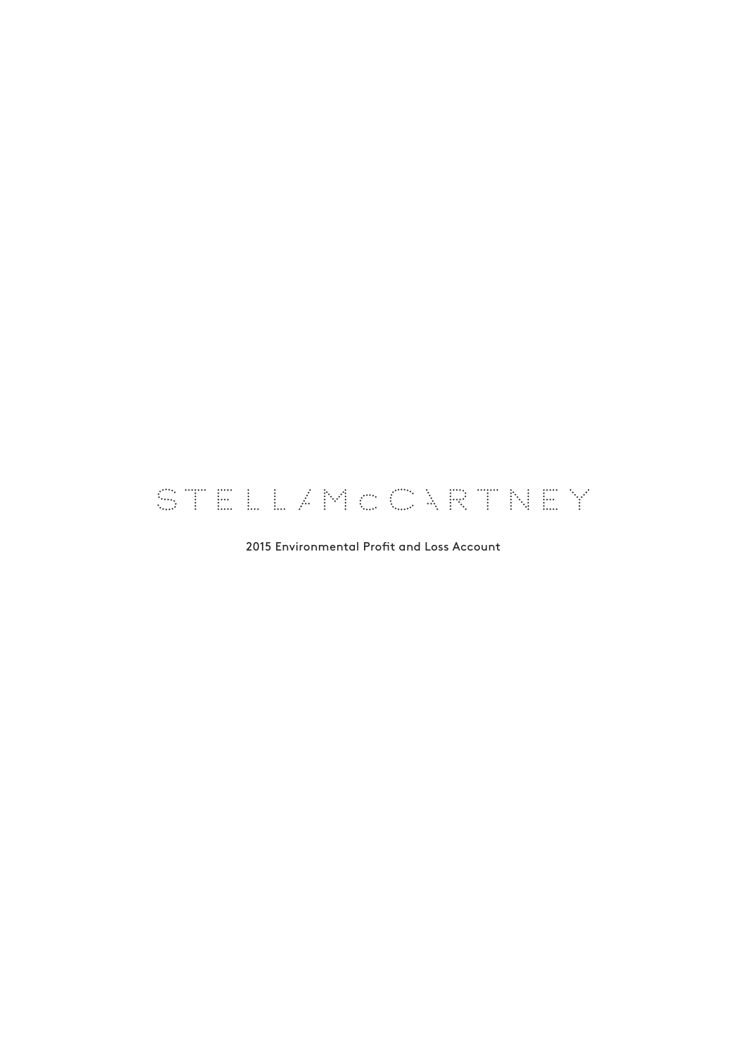# STELLA McCARTNEY

2015 Environmental Profit and Loss Account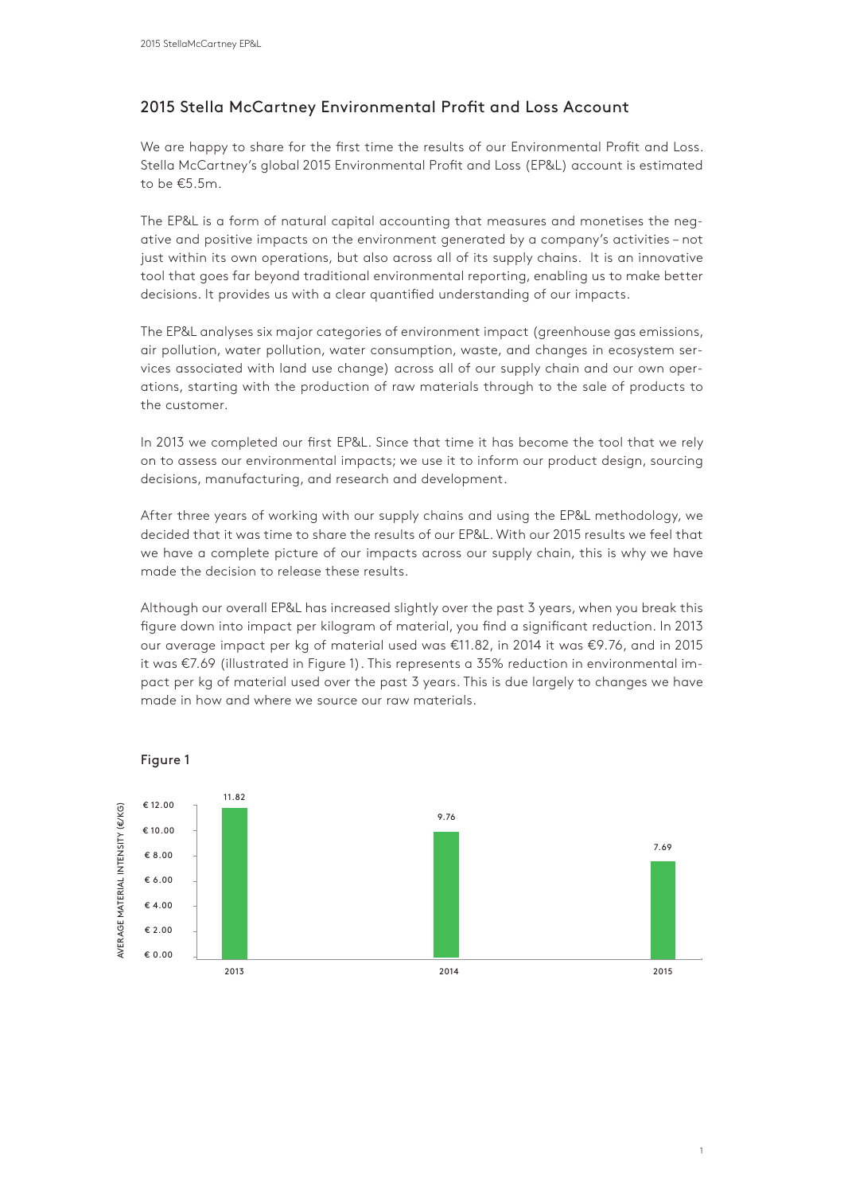## 2015 Stella McCartney Environmental Profit and Loss Account

We are happy to share for the first time the results of our Environmental Profit and Loss. Stella McCartney's global 2015 Environmental Profit and Loss (EP&L) account is estimated to be €5.5m.

The EP&L is a form of natural capital accounting that measures and monetises the negative and positive impacts on the environment generated by a company's activities – not just within its own operations, but also across all of its supply chains. It is an innovative tool that goes far beyond traditional environmental reporting, enabling us to make better decisions. It provides us with a clear quantified understanding of our impacts.

The EP&L analyses six major categories of environment impact (greenhouse gas emissions, air pollution, water pollution, water consumption, waste, and changes in ecosystem services associated with land use change) across all of our supply chain and our own operations, starting with the production of raw materials through to the sale of products to the customer.

In 2013 we completed our first EP&L. Since that time it has become the tool that we rely on to assess our environmental impacts; we use it to inform our product design, sourcing decisions, manufacturing, and research and development.

After three years of working with our supply chains and using the EP&L methodology, we decided that it was time to share the results of our EP&L. With our 2015 results we feel that we have a complete picture of our impacts across our supply chain, this is why we have made the decision to release these results.

Although our overall EP&L has increased slightly over the past 3 years, when you break this figure down into impact per kilogram of material, you find a significant reduction. In 2013 our average impact per kg of material used was €11.82, in 2014 it was €9.76, and in 2015 it was €7.69 (illustrated in Figure 1). This represents a 35% reduction in environmental impact per kg of material used over the past 3 years. This is due largely to changes we have made in how and where we source our raw materials.

Figure 1

| Year | Average material intensity (€/kg) |
|---|---|
| 2013 | 11.82 |
| 2014 | 9.76 |
| 2015 | 7.69 |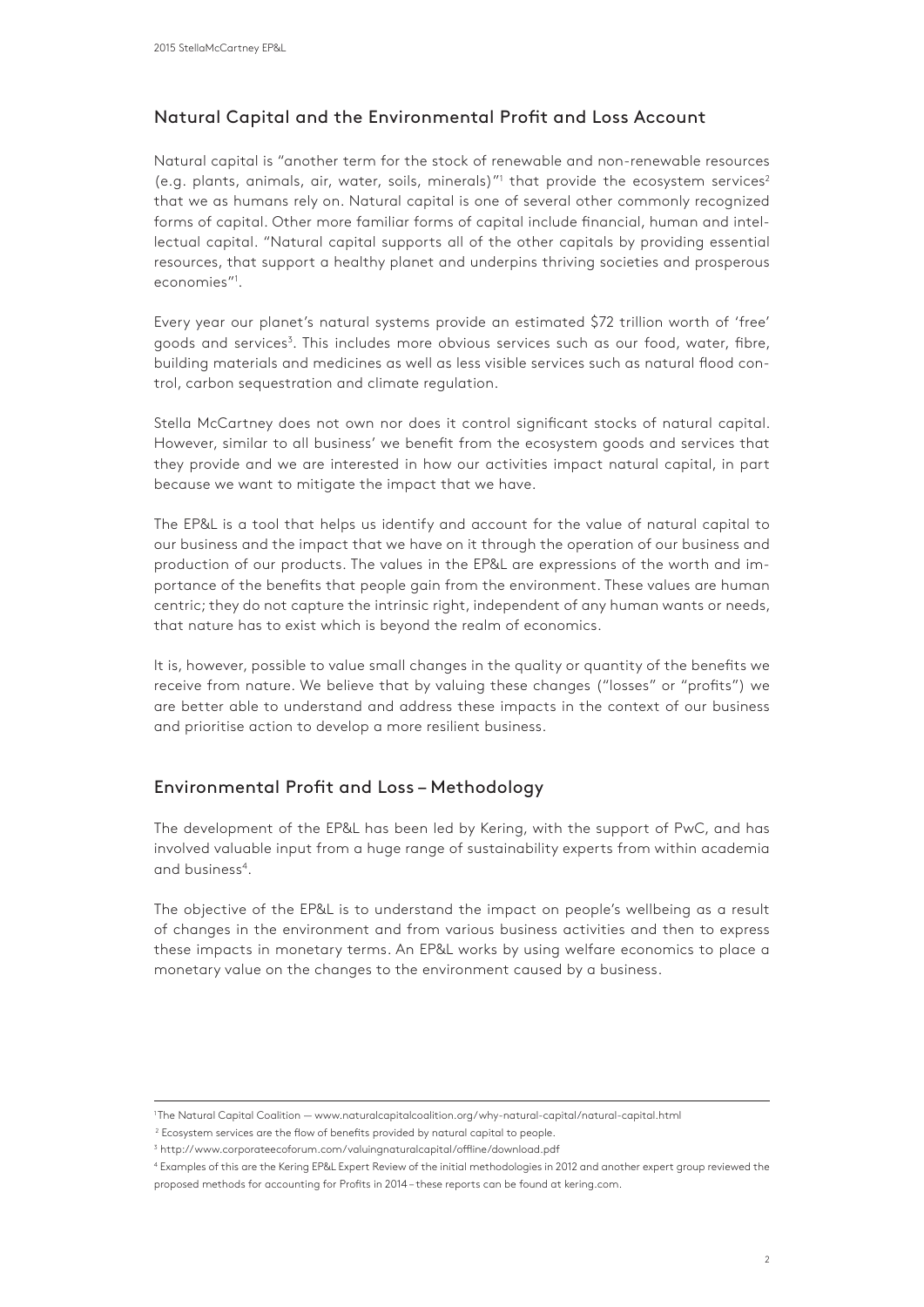## Natural Capital and the Environmental Profit and Loss Account

Natural capital is "another term for the stock of renewable and non-renewable resources (e.g. plants, animals, air, water, soils, minerals)"[1] that provide the ecosystem services[2] that we as humans rely on. Natural capital is one of several other commonly recognized forms of capital. Other more familiar forms of capital include financial, human and intellectual capital. "Natural capital supports all of the other capitals by providing essential resources, that support a healthy planet and underpins thriving societies and prosperous economies"[1].

Every year our planet's natural systems provide an estimated $72 trillion worth of 'free' goods and services[3]. This includes more obvious services such as our food, water, fibre, building materials and medicines as well as less visible services such as natural flood control, carbon sequestration and climate regulation.

Stella McCartney does not own nor does it control significant stocks of natural capital. However, similar to all business' we benefit from the ecosystem goods and services that they provide and we are interested in how our activities impact natural capital, in part because we want to mitigate the impact that we have.

The EP&L is a tool that helps us identify and account for the value of natural capital to our business and the impact that we have on it through the operation of our business and production of our products. The values in the EP&L are expressions of the worth and importance of the benefits that people gain from the environment. These values are human centric; they do not capture the intrinsic right, independent of any human wants or needs, that nature has to exist which is beyond the realm of economics.

It is, however, possible to value small changes in the quality or quantity of the benefits we receive from nature. We believe that by valuing these changes ("losses" or "profits") we are better able to understand and address these impacts in the context of our business and prioritise action to develop a more resilient business.

## Environmental Profit and Loss – Methodology

The development of the EP&L has been led by Kering, with the support of PwC, and has involved valuable input from a huge range of sustainability experts from within academia and business[4].

The objective of the EP&L is to understand the impact on people's wellbeing as a result of changes in the environment and from various business activities and then to express these impacts in monetary terms. An EP&L works by using welfare economics to place a monetary value on the changes to the environment caused by a business.

---

[1] The Natural Capital Coalition — www.naturalcapitalcoalition.org/why-natural-capital/natural-capital.html

[2] Ecosystem services are the flow of benefits provided by natural capital to people.

[3] http://www.corporateecoforum.com/valuingnaturalcapital/offline/download.pdf

[4] Examples of this are the Kering EP&L Expert Review of the initial methodologies in 2012 and another expert group reviewed the proposed methods for accounting for Profits in 2014 – these reports can be found at kering.com.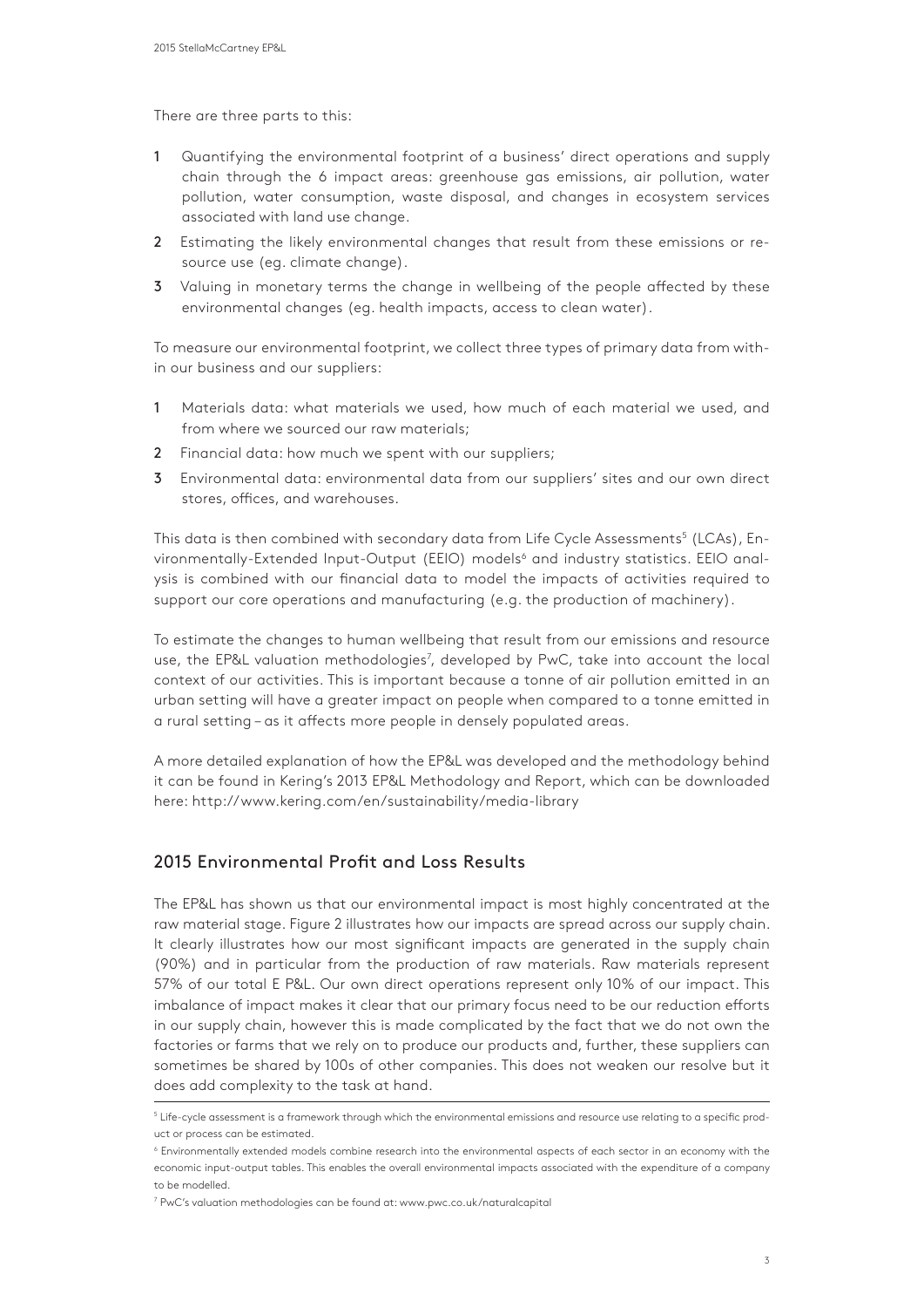There are three parts to this:

1. Quantifying the environmental footprint of a business' direct operations and supply chain through the 6 impact areas: greenhouse gas emissions, air pollution, water pollution, water consumption, waste disposal, and changes in ecosystem services associated with land use change.
2. Estimating the likely environmental changes that result from these emissions or resource use (eg. climate change).
3. Valuing in monetary terms the change in wellbeing of the people affected by these environmental changes (eg. health impacts, access to clean water).

To measure our environmental footprint, we collect three types of primary data from within our business and our suppliers:

1. Materials data: what materials we used, how much of each material we used, and from where we sourced our raw materials;
2. Financial data: how much we spent with our suppliers;
3. Environmental data: environmental data from our suppliers' sites and our own direct stores, offices, and warehouses.

This data is then combined with secondary data from Life Cycle Assessments[5] (LCAs), Environmentally-Extended Input-Output (EEIO) models[6] and industry statistics. EEIO analysis is combined with our financial data to model the impacts of activities required to support our core operations and manufacturing (e.g. the production of machinery).

To estimate the changes to human wellbeing that result from our emissions and resource use, the EP&L valuation methodologies[7], developed by PwC, take into account the local context of our activities. This is important because a tonne of air pollution emitted in an urban setting will have a greater impact on people when compared to a tonne emitted in a rural setting – as it affects more people in densely populated areas.

A more detailed explanation of how the EP&L was developed and the methodology behind it can be found in Kering's 2013 EP&L Methodology and Report, which can be downloaded here: http://www.kering.com/en/sustainability/media-library

## 2015 Environmental Profit and Loss Results

The EP&L has shown us that our environmental impact is most highly concentrated at the raw material stage. Figure 2 illustrates how our impacts are spread across our supply chain. It clearly illustrates how our most significant impacts are generated in the supply chain (90%) and in particular from the production of raw materials. Raw materials represent 57% of our total E P&L. Our own direct operations represent only 10% of our impact. This imbalance of impact makes it clear that our primary focus need to be our reduction efforts in our supply chain, however this is made complicated by the fact that we do not own the factories or farms that we rely on to produce our products and, further, these suppliers can sometimes be shared by 100s of other companies. This does not weaken our resolve but it does add complexity to the task at hand.

---

[5] Life-cycle assessment is a framework through which the environmental emissions and resource use relating to a specific product or process can be estimated.

[6] Environmentally extended models combine research into the environmental aspects of each sector in an economy with the economic input-output tables. This enables the overall environmental impacts associated with the expenditure of a company to be modelled.

[7] PwC's valuation methodologies can be found at: www.pwc.co.uk/naturalcapital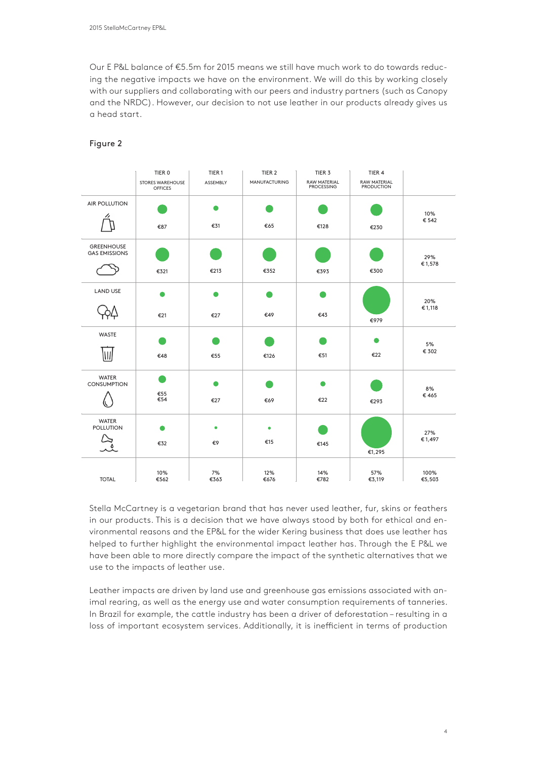Our E P&L balance of €5.5m for 2015 means we still have much work to do towards reducing the negative impacts we have on the environment. We will do this by working closely with our suppliers and collaborating with our peers and industry partners (such as Canopy and the NRDC). However, our decision to not use leather in our products already gives us a head start.

Figure 2

| | TIER 0 STORES WAREHOUSE OFFICES | TIER 1 ASSEMBLY | TIER 2 MANUFACTURING | TIER 3 RAW MATERIAL PROCESSING | TIER 4 RAW MATERIAL PRODUCTION | |
|---|---|---|---|---|---|---|
| AIR POLLUTION | €87 | €31 | €65 | €128 | €230 | 10% € 542 |
| GREENHOUSE GAS EMISSIONS | €321 | €213 | €352 | €393 | €300 | 29% € 1,578 |
| LAND USE | €21 | €27 | €49 | €43 | €979 | 20% € 1,118 |
| WASTE | €48 | €55 | €126 | €51 | €22 | 5% € 302 |
| WATER CONSUMPTION | €55 €54 | €27 | €69 | €22 | €293 | 8% € 465 |
| WATER POLLUTION | €32 | €9 | €15 | €145 | €1,295 | 27% € 1,497 |
| TOTAL | 10% €562 | 7% €363 | 12% €676 | 14% €782 | 57% €3,119 | 100% €5,503 |

Stella McCartney is a vegetarian brand that has never used leather, fur, skins or feathers in our products. This is a decision that we have always stood by both for ethical and environmental reasons and the EP&L for the wider Kering business that does use leather has helped to further highlight the environmental impact leather has. Through the E P&L we have been able to more directly compare the impact of the synthetic alternatives that we use to the impacts of leather use.

Leather impacts are driven by land use and greenhouse gas emissions associated with animal rearing, as well as the energy use and water consumption requirements of tanneries. In Brazil for example, the cattle industry has been a driver of deforestation – resulting in a loss of important ecosystem services. Additionally, it is inefficient in terms of production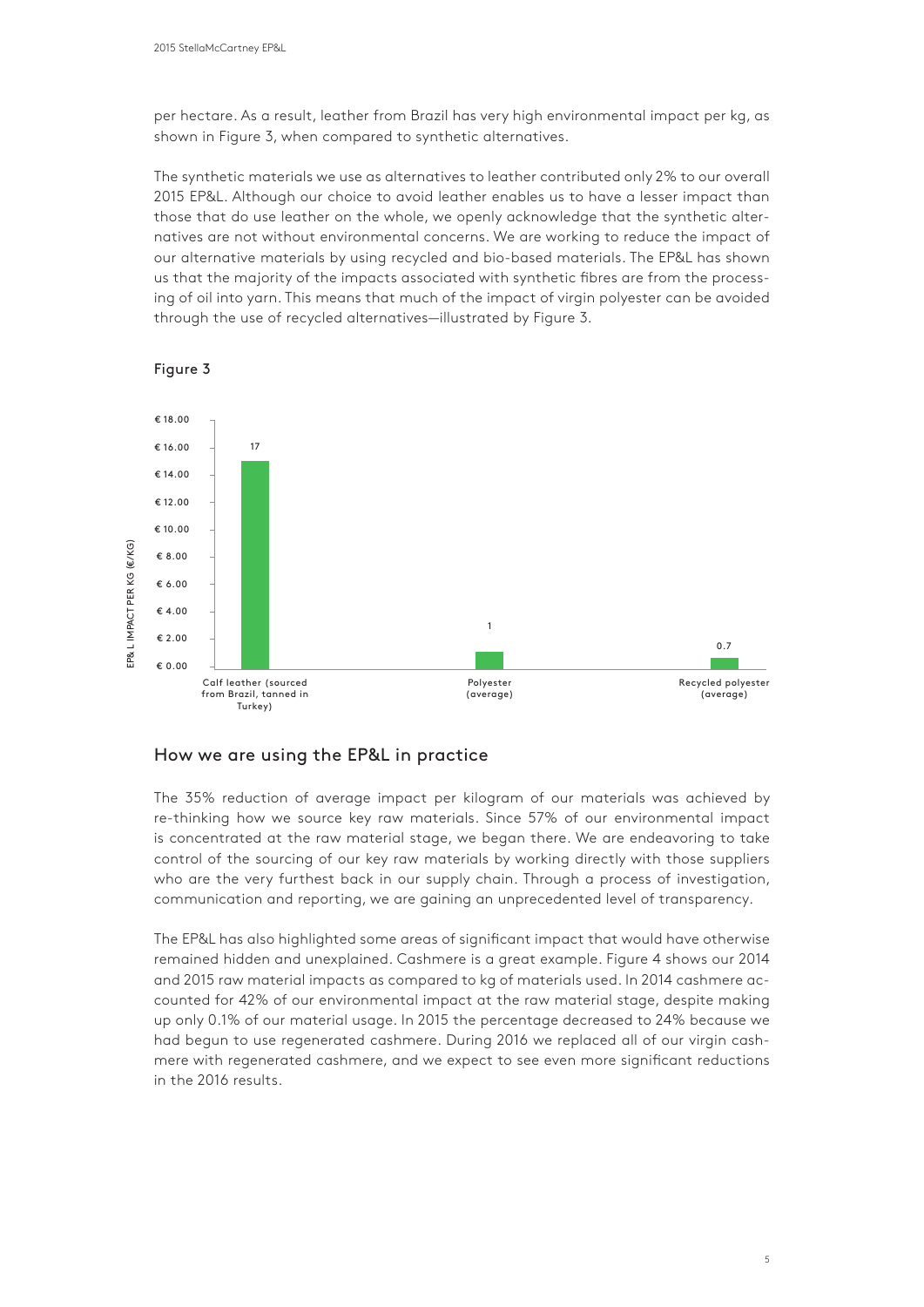per hectare. As a result, leather from Brazil has very high environmental impact per kg, as shown in Figure 3, when compared to synthetic alternatives.

The synthetic materials we use as alternatives to leather contributed only 2% to our overall 2015 EP&L. Although our choice to avoid leather enables us to have a lesser impact than those that do use leather on the whole, we openly acknowledge that the synthetic alternatives are not without environmental concerns. We are working to reduce the impact of our alternative materials by using recycled and bio-based materials. The EP&L has shown us that the majority of the impacts associated with synthetic fibres are from the processing of oil into yarn. This means that much of the impact of virgin polyester can be avoided through the use of recycled alternatives—illustrated by Figure 3.

Figure 3

| Material | EP& L IMPACT PER KG (€/KG) |
| --- | --- |
| Calf leather (sourced from Brazil, tanned in Turkey) | 17 |
| Polyester (average) | 1 |
| Recycled polyester (average) | 0.7 |

## How we are using the EP&L in practice

The 35% reduction of average impact per kilogram of our materials was achieved by re-thinking how we source key raw materials. Since 57% of our environmental impact is concentrated at the raw material stage, we began there. We are endeavoring to take control of the sourcing of our key raw materials by working directly with those suppliers who are the very furthest back in our supply chain. Through a process of investigation, communication and reporting, we are gaining an unprecedented level of transparency.

The EP&L has also highlighted some areas of significant impact that would have otherwise remained hidden and unexplained. Cashmere is a great example. Figure 4 shows our 2014 and 2015 raw material impacts as compared to kg of materials used. In 2014 cashmere accounted for 42% of our environmental impact at the raw material stage, despite making up only 0.1% of our material usage. In 2015 the percentage decreased to 24% because we had begun to use regenerated cashmere. During 2016 we replaced all of our virgin cashmere with regenerated cashmere, and we expect to see even more significant reductions in the 2016 results.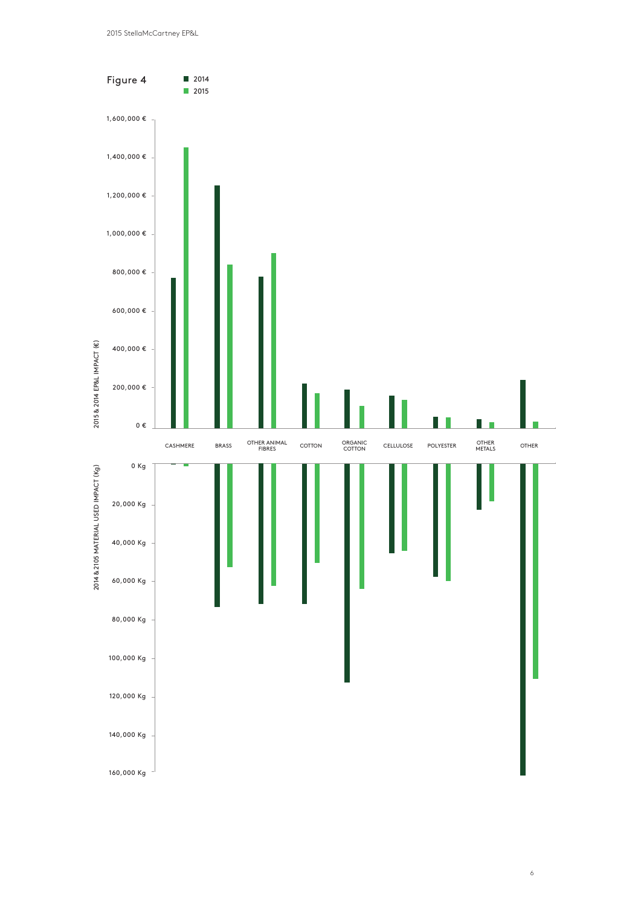Figure 4

■ 2014
■ 2015

2015 & 2014 EP&L IMPACT (€)

1,600,000 €
1,400,000 €
1,200,000 €
1,000,000 €
800,000 €
600,000 €
400,000 €
200,000 €
0 €

CASHMERE | BRASS | OTHER ANIMAL FIBRES | COTTON | ORGANIC COTTON | CELLULOSE | POLYESTER | OTHER METALS | OTHER

2014 & 2105 MATERIAL USED IMPACT (Kg)

0 Kg
20,000 Kg
40,000 Kg
60,000 Kg
80,000 Kg
100,000 Kg
120,000 Kg
140,000 Kg
160,000 Kg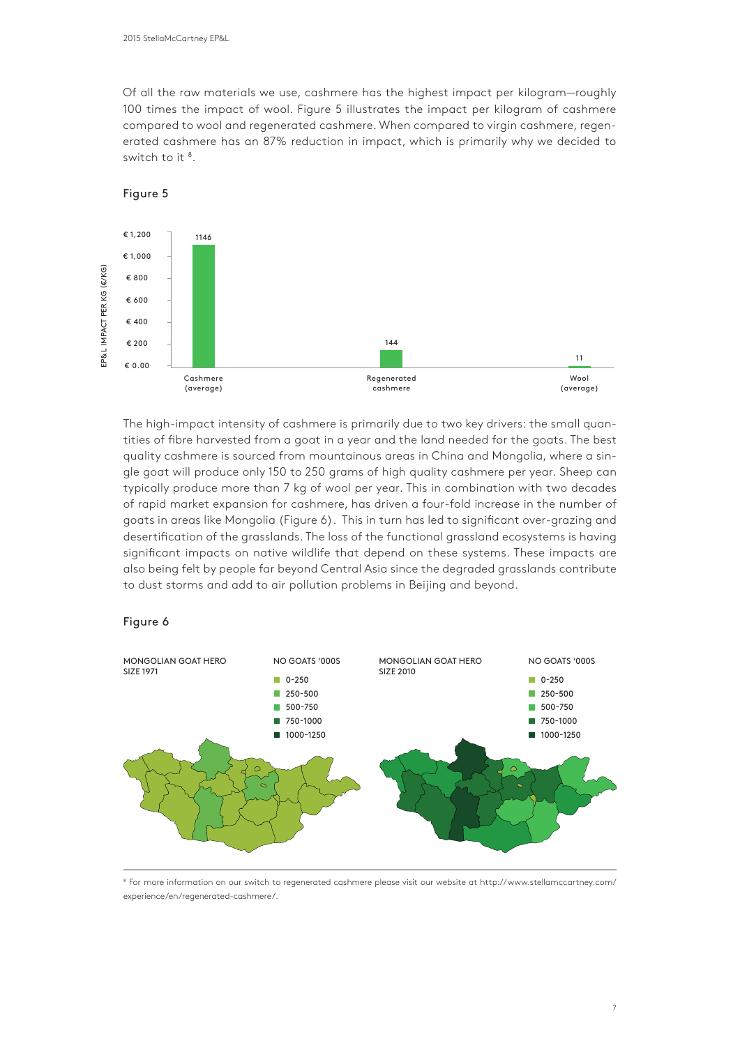Of all the raw materials we use, cashmere has the highest impact per kilogram—roughly 100 times the impact of wool. Figure 5 illustrates the impact per kilogram of cashmere compared to wool and regenerated cashmere. When compared to virgin cashmere, regenerated cashmere has an 87% reduction in impact, which is primarily why we decided to switch to it [8].

Figure 5

| | EP&L IMPACT PER KG (€/KG) |
|---|---|
| Cashmere (average) | 1146 |
| Regenerated cashmere | 144 |
| Wool (average) | 11 |

The high-impact intensity of cashmere is primarily due to two key drivers: the small quantities of fibre harvested from a goat in a year and the land needed for the goats. The best quality cashmere is sourced from mountainous areas in China and Mongolia, where a single goat will produce only 150 to 250 grams of high quality cashmere per year. Sheep can typically produce more than 7 kg of wool per year. This in combination with two decades of rapid market expansion for cashmere, has driven a four-fold increase in the number of goats in areas like Mongolia (Figure 6). This in turn has led to significant over-grazing and desertification of the grasslands. The loss of the functional grassland ecosystems is having significant impacts on native wildlife that depend on these systems. These impacts are also being felt by people far beyond Central Asia since the degraded grasslands contribute to dust storms and add to air pollution problems in Beijing and beyond.

Figure 6

MONGOLIAN GOAT HERD SIZE 1971 — NO GOATS '000S: 0-250, 250-500, 500-750, 750-1000, 1000-1250

MONGOLIAN GOAT HERD SIZE 2010 — NO GOATS '000S: 0-250, 250-500, 500-750, 750-1000, 1000-1250

[8] For more information on our switch to regenerated cashmere please visit our website at http://www.stellamccartney.com/experience/en/regenerated-cashmere/.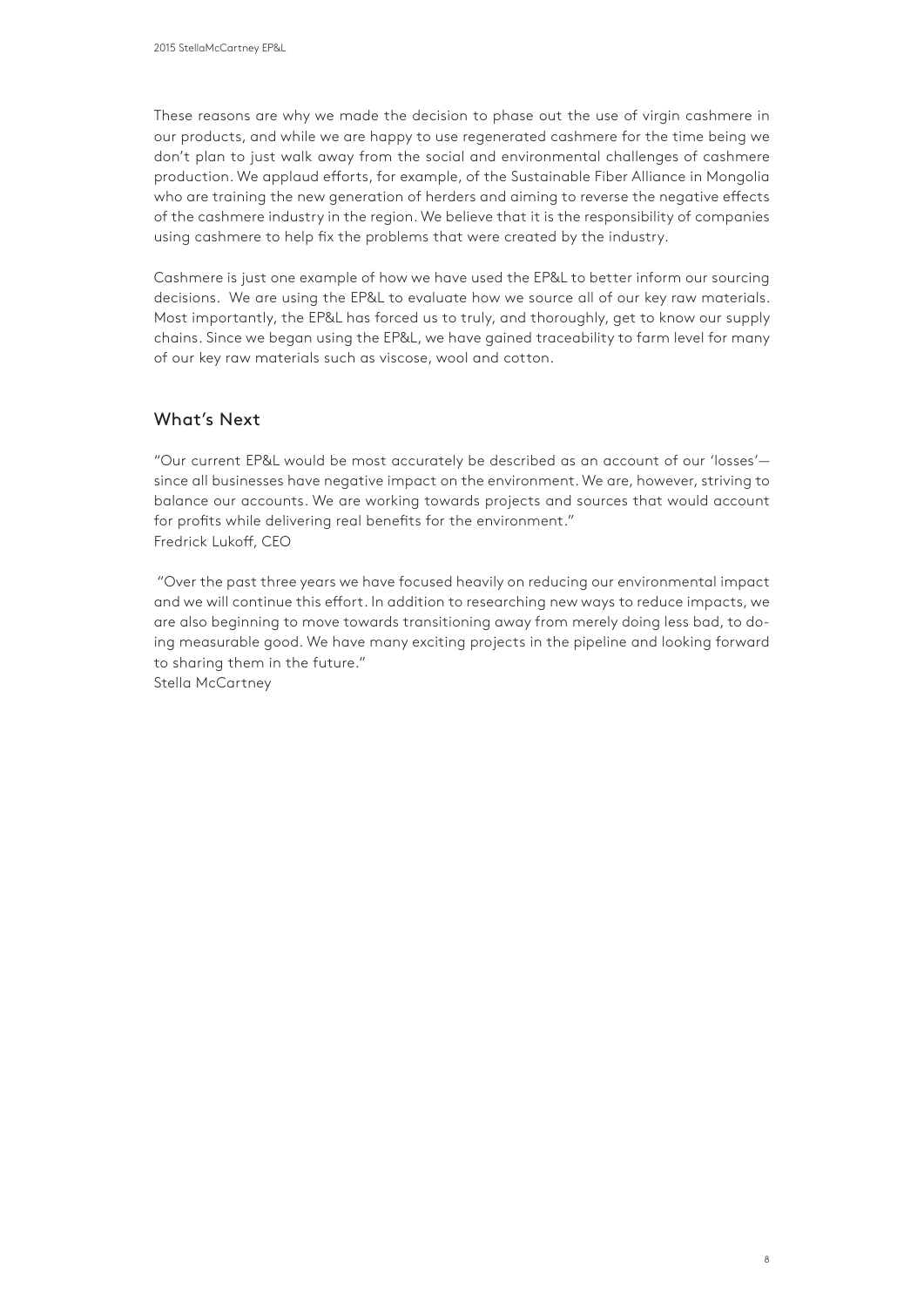These reasons are why we made the decision to phase out the use of virgin cashmere in our products, and while we are happy to use regenerated cashmere for the time being we don't plan to just walk away from the social and environmental challenges of cashmere production. We applaud efforts, for example, of the Sustainable Fiber Alliance in Mongolia who are training the new generation of herders and aiming to reverse the negative effects of the cashmere industry in the region. We believe that it is the responsibility of companies using cashmere to help fix the problems that were created by the industry.

Cashmere is just one example of how we have used the EP&L to better inform our sourcing decisions. We are using the EP&L to evaluate how we source all of our key raw materials. Most importantly, the EP&L has forced us to truly, and thoroughly, get to know our supply chains. Since we began using the EP&L, we have gained traceability to farm level for many of our key raw materials such as viscose, wool and cotton.

## What's Next

"Our current EP&L would be most accurately be described as an account of our 'losses'—since all businesses have negative impact on the environment. We are, however, striving to balance our accounts. We are working towards projects and sources that would account for profits while delivering real benefits for the environment."
Fredrick Lukoff, CEO

"Over the past three years we have focused heavily on reducing our environmental impact and we will continue this effort. In addition to researching new ways to reduce impacts, we are also beginning to move towards transitioning away from merely doing less bad, to doing measurable good. We have many exciting projects in the pipeline and looking forward to sharing them in the future."
Stella McCartney